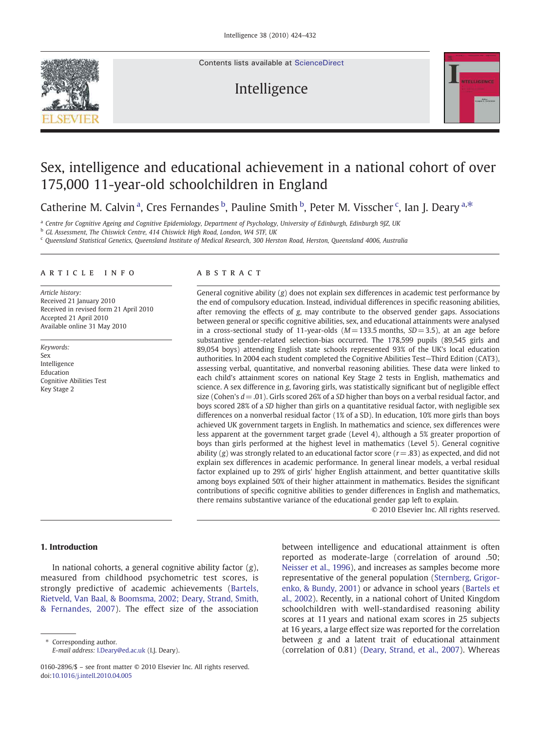# Sex, intelligence and educational achievement in a national cohort of over 175,000 11-year-old schoolchildren in England

Catherine M. Calvin [a], Cres Fernandes [b], Pauline Smith [b], Peter M. Visscher [c], Ian J. Deary [a,*]

[a] Centre for Cognitive Ageing and Cognitive Epidemiology, Department of Psychology, University of Edinburgh, Edinburgh 9JZ, UK
[b] GL Assessment, The Chiswick Centre, 414 Chiswick High Road, London, W4 5TF, UK
[c] Queensland Statistical Genetics, Queensland Institute of Medical Research, 300 Herston Road, Herston, Queensland 4006, Australia

## ARTICLE INFO

*Article history:*
Received 21 January 2010
Received in revised form 21 April 2010
Accepted 21 April 2010
Available online 31 May 2010

*Keywords:*
Sex
Intelligence
Education
Cognitive Abilities Test
Key Stage 2

## ABSTRACT

General cognitive ability ($g$) does not explain sex differences in academic test performance by the end of compulsory education. Instead, individual differences in specific reasoning abilities, after removing the effects of $g$, may contribute to the observed gender gaps. Associations between general or specific cognitive abilities, sex, and educational attainments were analysed in a cross-sectional study of 11-year-olds ($M = 133.5$ months, $SD = 3.5$), at an age before substantive gender-related selection-bias occurred. The 178,599 pupils (89,545 girls and 89,054 boys) attending English state schools represented 93% of the UK's local education authorities. In 2004 each student completed the Cognitive Abilities Test—Third Edition (CAT3), assessing verbal, quantitative, and nonverbal reasoning abilities. These data were linked to each child's attainment scores on national Key Stage 2 tests in English, mathematics and science. A sex difference in $g$, favoring girls, was statistically significant but of negligible effect size (Cohen's $d = .01$). Girls scored 26% of a $SD$ higher than boys on a verbal residual factor, and boys scored 28% of a $SD$ higher than girls on a quantitative residual factor, with negligible sex differences on a nonverbal residual factor (1% of a SD). In education, 10% more girls than boys achieved UK government targets in English. In mathematics and science, sex differences were less apparent at the government target grade (Level 4), although a 5% greater proportion of boys than girls performed at the highest level in mathematics (Level 5). General cognitive ability ($g$) was strongly related to an educational factor score ($r = .83$) as expected, and did not explain sex differences in academic performance. In general linear models, a verbal residual factor explained up to 29% of girls' higher English attainment, and better quantitative skills among boys explained 50% of their higher attainment in mathematics. Besides the significant contributions of specific cognitive abilities to gender differences in English and mathematics, there remains substantive variance of the educational gender gap left to explain.

© 2010 Elsevier Inc. All rights reserved.

## 1. Introduction

In national cohorts, a general cognitive ability factor ($g$), measured from childhood psychometric test scores, is strongly predictive of academic achievements (Bartels, Rietveld, Van Baal, & Boomsma, 2002; Deary, Strand, Smith, & Fernandes, 2007). The effect size of the association between intelligence and educational attainment is often reported as moderate-large (correlation of around .50; Neisser et al., 1996), and increases as samples become more representative of the general population (Sternberg, Grigorenko, & Bundy, 2001) or advance in school years (Bartels et al., 2002). Recently, in a national cohort of United Kingdom schoolchildren with well-standardised reasoning ability scores at 11 years and national exam scores in 25 subjects at 16 years, a large effect size was reported for the correlation between $g$ and a latent trait of educational attainment (correlation of 0.81) (Deary, Strand, et al., 2007). Whereas

\* Corresponding author.
E-mail address: I.Deary@ed.ac.uk (I.J. Deary).

0160-2896/$ – see front matter © 2010 Elsevier Inc. All rights reserved.
doi:10.1016/j.intell.2010.04.005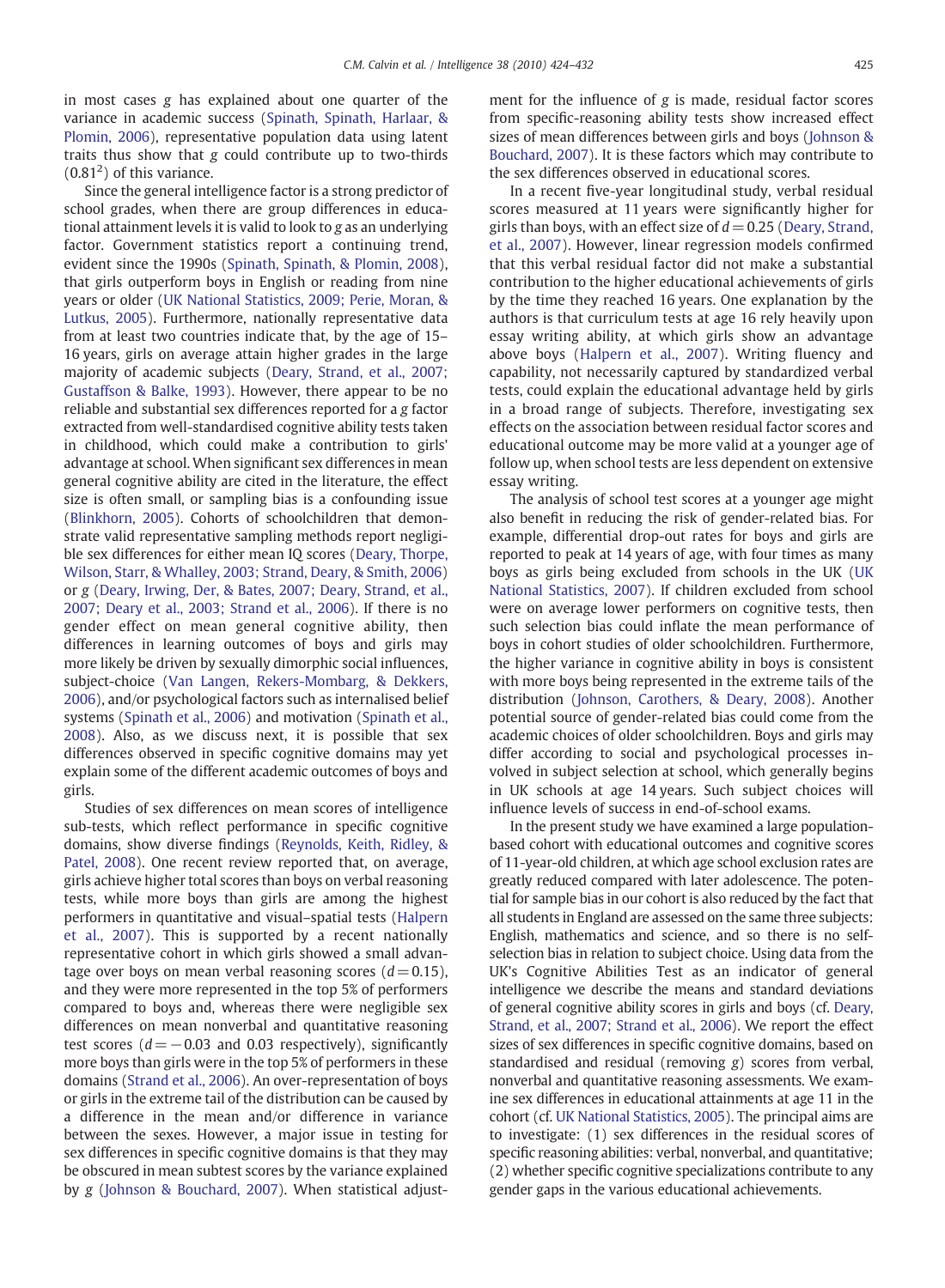in most cases *g* has explained about one quarter of the variance in academic success (Spinath, Spinath, Harlaar, & Plomin, 2006), representative population data using latent traits thus show that *g* could contribute up to two-thirds ($0.81^2$) of this variance.

Since the general intelligence factor is a strong predictor of school grades, when there are group differences in educational attainment levels it is valid to look to *g* as an underlying factor. Government statistics report a continuing trend, evident since the 1990s (Spinath, Spinath, & Plomin, 2008), that girls outperform boys in English or reading from nine years or older (UK National Statistics, 2009; Perie, Moran, & Lutkus, 2005). Furthermore, nationally representative data from at least two countries indicate that, by the age of 15–16 years, girls on average attain higher grades in the large majority of academic subjects (Deary, Strand, et al., 2007; Gustaffson & Balke, 1993). However, there appear to be no reliable and substantial sex differences reported for a *g* factor extracted from well-standardised cognitive ability tests taken in childhood, which could make a contribution to girls' advantage at school. When significant sex differences in mean general cognitive ability are cited in the literature, the effect size is often small, or sampling bias is a confounding issue (Blinkhorn, 2005). Cohorts of schoolchildren that demonstrate valid representative sampling methods report negligible sex differences for either mean IQ scores (Deary, Thorpe, Wilson, Starr, & Whalley, 2003; Strand, Deary, & Smith, 2006) or *g* (Deary, Irwing, Der, & Bates, 2007; Deary, Strand, et al., 2007; Deary et al., 2003; Strand et al., 2006). If there is no gender effect on mean general cognitive ability, then differences in learning outcomes of boys and girls may more likely be driven by sexually dimorphic social influences, subject-choice (Van Langen, Rekers-Mombarg, & Dekkers, 2006), and/or psychological factors such as internalised belief systems (Spinath et al., 2006) and motivation (Spinath et al., 2008). Also, as we discuss next, it is possible that sex differences observed in specific cognitive domains may yet explain some of the different academic outcomes of boys and girls.

Studies of sex differences on mean scores of intelligence sub-tests, which reflect performance in specific cognitive domains, show diverse findings (Reynolds, Keith, Ridley, & Patel, 2008). One recent review reported that, on average, girls achieve higher total scores than boys on verbal reasoning tests, while more boys than girls are among the highest performers in quantitative and visual–spatial tests (Halpern et al., 2007). This is supported by a recent nationally representative cohort in which girls showed a small advantage over boys on mean verbal reasoning scores ($d = 0.15$), and they were more represented in the top 5% of performers compared to boys and, whereas there were negligible sex differences on mean nonverbal and quantitative reasoning test scores ($d = -0.03$ and 0.03 respectively), significantly more boys than girls were in the top 5% of performers in these domains (Strand et al., 2006). An over-representation of boys or girls in the extreme tail of the distribution can be caused by a difference in the mean and/or difference in variance between the sexes. However, a major issue in testing for sex differences in specific cognitive domains is that they may be obscured in mean subtest scores by the variance explained by *g* (Johnson & Bouchard, 2007). When statistical adjustment for the influence of *g* is made, residual factor scores from specific-reasoning ability tests show increased effect sizes of mean differences between girls and boys (Johnson & Bouchard, 2007). It is these factors which may contribute to the sex differences observed in educational scores.

In a recent five-year longitudinal study, verbal residual scores measured at 11 years were significantly higher for girls than boys, with an effect size of $d = 0.25$ (Deary, Strand, et al., 2007). However, linear regression models confirmed that this verbal residual factor did not make a substantial contribution to the higher educational achievements of girls by the time they reached 16 years. One explanation by the authors is that curriculum tests at age 16 rely heavily upon essay writing ability, at which girls show an advantage above boys (Halpern et al., 2007). Writing fluency and capability, not necessarily captured by standardized verbal tests, could explain the educational advantage held by girls in a broad range of subjects. Therefore, investigating sex effects on the association between residual factor scores and educational outcome may be more valid at a younger age of follow up, when school tests are less dependent on extensive essay writing.

The analysis of school test scores at a younger age might also benefit in reducing the risk of gender-related bias. For example, differential drop-out rates for boys and girls are reported to peak at 14 years of age, with four times as many boys as girls being excluded from schools in the UK (UK National Statistics, 2007). If children excluded from school were on average lower performers on cognitive tests, then such selection bias could inflate the mean performance of boys in cohort studies of older schoolchildren. Furthermore, the higher variance in cognitive ability in boys is consistent with more boys being represented in the extreme tails of the distribution (Johnson, Carothers, & Deary, 2008). Another potential source of gender-related bias could come from the academic choices of older schoolchildren. Boys and girls may differ according to social and psychological processes involved in subject selection at school, which generally begins in UK schools at age 14 years. Such subject choices will influence levels of success in end-of-school exams.

In the present study we have examined a large population-based cohort with educational outcomes and cognitive scores of 11-year-old children, at which age school exclusion rates are greatly reduced compared with later adolescence. The potential for sample bias in our cohort is also reduced by the fact that all students in England are assessed on the same three subjects: English, mathematics and science, and so there is no self-selection bias in relation to subject choice. Using data from the UK's Cognitive Abilities Test as an indicator of general intelligence we describe the means and standard deviations of general cognitive ability scores in girls and boys (cf. Deary, Strand, et al., 2007; Strand et al., 2006). We report the effect sizes of sex differences in specific cognitive domains, based on standardised and residual (removing *g*) scores from verbal, nonverbal and quantitative reasoning assessments. We examine sex differences in educational attainments at age 11 in the cohort (cf. UK National Statistics, 2005). The principal aims are to investigate: (1) sex differences in the residual scores of specific reasoning abilities: verbal, nonverbal, and quantitative; (2) whether specific cognitive specializations contribute to any gender gaps in the various educational achievements.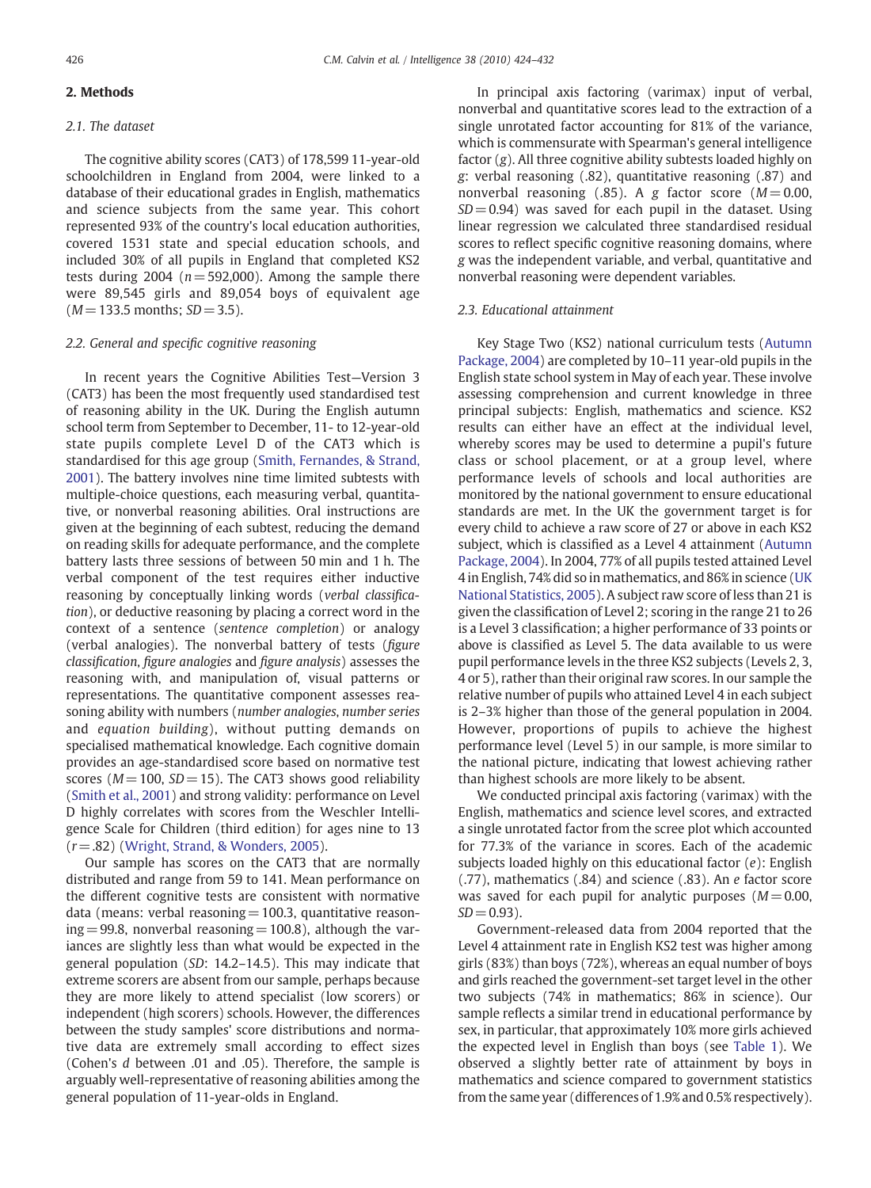## 2. Methods

### 2.1. The dataset

The cognitive ability scores (CAT3) of 178,599 11-year-old schoolchildren in England from 2004, were linked to a database of their educational grades in English, mathematics and science subjects from the same year. This cohort represented 93% of the country's local education authorities, covered 1531 state and special education schools, and included 30% of all pupils in England that completed KS2 tests during 2004 ($n = 592{,}000$). Among the sample there were 89,545 girls and 89,054 boys of equivalent age ($M = 133.5$ months; $SD = 3.5$).

### 2.2. General and specific cognitive reasoning

In recent years the Cognitive Abilities Test—Version 3 (CAT3) has been the most frequently used standardised test of reasoning ability in the UK. During the English autumn school term from September to December, 11- to 12-year-old state pupils complete Level D of the CAT3 which is standardised for this age group (Smith, Fernandes, & Strand, 2001). The battery involves nine time limited subtests with multiple-choice questions, each measuring verbal, quantitative, or nonverbal reasoning abilities. Oral instructions are given at the beginning of each subtest, reducing the demand on reading skills for adequate performance, and the complete battery lasts three sessions of between 50 min and 1 h. The verbal component of the test requires either inductive reasoning by conceptually linking words (*verbal classification*), or deductive reasoning by placing a correct word in the context of a sentence (*sentence completion*) or analogy (verbal analogies). The nonverbal battery of tests (*figure classification*, *figure analogies* and *figure analysis*) assesses the reasoning with, and manipulation of, visual patterns or representations. The quantitative component assesses reasoning ability with numbers (*number analogies*, *number series* and *equation building*), without putting demands on specialised mathematical knowledge. Each cognitive domain provides an age-standardised score based on normative test scores ($M = 100$, $SD = 15$). The CAT3 shows good reliability (Smith et al., 2001) and strong validity: performance on Level D highly correlates with scores from the Weschler Intelligence Scale for Children (third edition) for ages nine to 13 ($r = .82$) (Wright, Strand, & Wonders, 2005).

Our sample has scores on the CAT3 that are normally distributed and range from 59 to 141. Mean performance on the different cognitive tests are consistent with normative data (means: verbal reasoning = 100.3, quantitative reasoning = 99.8, nonverbal reasoning = 100.8), although the variances are slightly less than what would be expected in the general population (*SD*: 14.2–14.5). This may indicate that extreme scorers are absent from our sample, perhaps because they are more likely to attend specialist (low scorers) or independent (high scorers) schools. However, the differences between the study samples' score distributions and normative data are extremely small according to effect sizes (Cohen's $d$ between .01 and .05). Therefore, the sample is arguably well-representative of reasoning abilities among the general population of 11-year-olds in England.

In principal axis factoring (varimax) input of verbal, nonverbal and quantitative scores lead to the extraction of a single unrotated factor accounting for 81% of the variance, which is commensurate with Spearman's general intelligence factor ($g$). All three cognitive ability subtests loaded highly on $g$: verbal reasoning (.82), quantitative reasoning (.87) and nonverbal reasoning (.85). A $g$ factor score ($M = 0.00$, $SD = 0.94$) was saved for each pupil in the dataset. Using linear regression we calculated three standardised residual scores to reflect specific cognitive reasoning domains, where $g$ was the independent variable, and verbal, quantitative and nonverbal reasoning were dependent variables.

### 2.3. Educational attainment

Key Stage Two (KS2) national curriculum tests (Autumn Package, 2004) are completed by 10–11 year-old pupils in the English state school system in May of each year. These involve assessing comprehension and current knowledge in three principal subjects: English, mathematics and science. KS2 results can either have an effect at the individual level, whereby scores may be used to determine a pupil's future class or school placement, or at a group level, where performance levels of schools and local authorities are monitored by the national government to ensure educational standards are met. In the UK the government target is for every child to achieve a raw score of 27 or above in each KS2 subject, which is classified as a Level 4 attainment (Autumn Package, 2004). In 2004, 77% of all pupils tested attained Level 4 in English, 74% did so in mathematics, and 86% in science (UK National Statistics, 2005). A subject raw score of less than 21 is given the classification of Level 2; scoring in the range 21 to 26 is a Level 3 classification; a higher performance of 33 points or above is classified as Level 5. The data available to us were pupil performance levels in the three KS2 subjects (Levels 2, 3, 4 or 5), rather than their original raw scores. In our sample the relative number of pupils who attained Level 4 in each subject is 2–3% higher than those of the general population in 2004. However, proportions of pupils to achieve the highest performance level (Level 5) in our sample, is more similar to the national picture, indicating that lowest achieving rather than highest schools are more likely to be absent.

We conducted principal axis factoring (varimax) with the English, mathematics and science level scores, and extracted a single unrotated factor from the scree plot which accounted for 77.3% of the variance in scores. Each of the academic subjects loaded highly on this educational factor ($e$): English (.77), mathematics (.84) and science (.83). An $e$ factor score was saved for each pupil for analytic purposes ($M = 0.00$, $SD = 0.93$).

Government-released data from 2004 reported that the Level 4 attainment rate in English KS2 test was higher among girls (83%) than boys (72%), whereas an equal number of boys and girls reached the government-set target level in the other two subjects (74% in mathematics; 86% in science). Our sample reflects a similar trend in educational performance by sex, in particular, that approximately 10% more girls achieved the expected level in English than boys (see Table 1). We observed a slightly better rate of attainment by boys in mathematics and science compared to government statistics from the same year (differences of 1.9% and 0.5% respectively).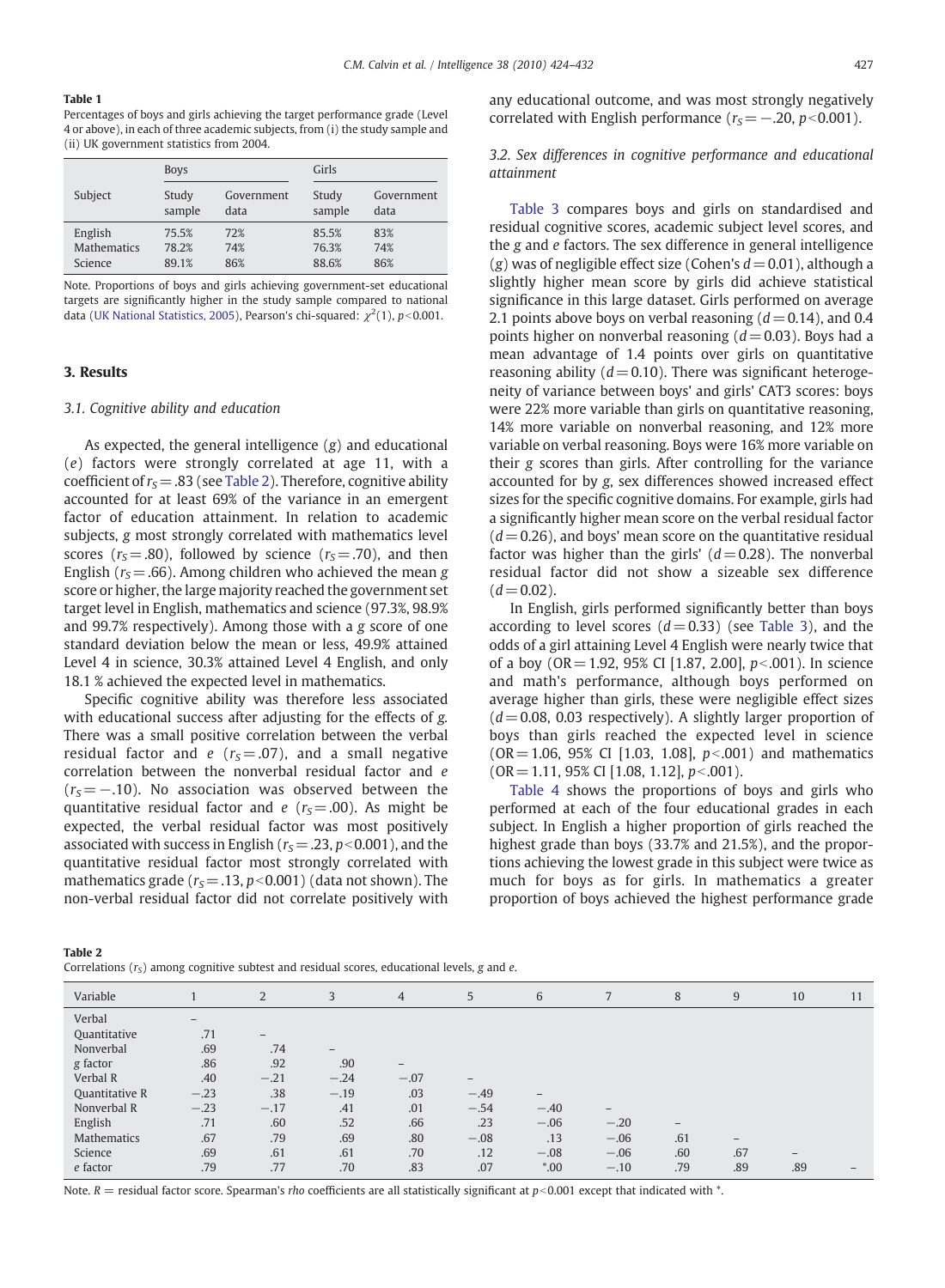**Table 1**
Percentages of boys and girls achieving the target performance grade (Level 4 or above), in each of three academic subjects, from (i) the study sample and (ii) UK government statistics from 2004.

| Subject | Boys | | Girls | |
|---|---|---|---|---|
| | Study sample | Government data | Study sample | Government data |
| English | 75.5% | 72% | 85.5% | 83% |
| Mathematics | 78.2% | 74% | 76.3% | 74% |
| Science | 89.1% | 86% | 88.6% | 86% |

Note. Proportions of boys and girls achieving government-set educational targets are significantly higher in the study sample compared to national data (UK National Statistics, 2005), Pearson's chi-squared: $\chi^2(1)$, $p<0.001$.

## 3. Results

### 3.1. Cognitive ability and education

As expected, the general intelligence ($g$) and educational ($e$) factors were strongly correlated at age 11, with a coefficient of $r_S = .83$ (see Table 2). Therefore, cognitive ability accounted for at least 69% of the variance in an emergent factor of education attainment. In relation to academic subjects, $g$ most strongly correlated with mathematics level scores ($r_S = .80$), followed by science ($r_S = .70$), and then English ($r_S = .66$). Among children who achieved the mean $g$ score or higher, the large majority reached the government set target level in English, mathematics and science (97.3%, 98.9% and 99.7% respectively). Among those with a $g$ score of one standard deviation below the mean or less, 49.9% attained Level 4 in science, 30.3% attained Level 4 English, and only 18.1 % achieved the expected level in mathematics.

Specific cognitive ability was therefore less associated with educational success after adjusting for the effects of $g$. There was a small positive correlation between the verbal residual factor and $e$ ($r_S = .07$), and a small negative correlation between the nonverbal residual factor and $e$ ($r_S = -.10$). No association was observed between the quantitative residual factor and $e$ ($r_S = .00$). As might be expected, the verbal residual factor was most positively associated with success in English ($r_S = .23$, $p<0.001$), and the quantitative residual factor most strongly correlated with mathematics grade ($r_S = .13$, $p<0.001$) (data not shown). The non-verbal residual factor did not correlate positively with any educational outcome, and was most strongly negatively correlated with English performance ($r_S = -.20$, $p<0.001$).

### 3.2. Sex differences in cognitive performance and educational attainment

Table 3 compares boys and girls on standardised and residual cognitive scores, academic subject level scores, and the $g$ and $e$ factors. The sex difference in general intelligence ($g$) was of negligible effect size (Cohen's $d = 0.01$), although a slightly higher mean score by girls did achieve statistical significance in this large dataset. Girls performed on average 2.1 points above boys on verbal reasoning ($d = 0.14$), and 0.4 points higher on nonverbal reasoning ($d = 0.03$). Boys had a mean advantage of 1.4 points over girls on quantitative reasoning ability ($d = 0.10$). There was significant heterogeneity of variance between boys' and girls' CAT3 scores: boys were 22% more variable than girls on quantitative reasoning, 14% more variable on nonverbal reasoning, and 12% more variable on verbal reasoning. Boys were 16% more variable on their $g$ scores than girls. After controlling for the variance accounted for by $g$, sex differences showed increased effect sizes for the specific cognitive domains. For example, girls had a significantly higher mean score on the verbal residual factor ($d = 0.26$), and boys' mean score on the quantitative residual factor was higher than the girls' ($d = 0.28$). The nonverbal residual factor did not show a sizeable sex difference ($d = 0.02$).

In English, girls performed significantly better than boys according to level scores ($d = 0.33$) (see Table 3), and the odds of a girl attaining Level 4 English were nearly twice that of a boy (OR = 1.92, 95% CI [1.87, 2.00], $p<.001$). In science and math's performance, although boys performed on average higher than girls, these were negligible effect sizes ($d = 0.08$, 0.03 respectively). A slightly larger proportion of boys than girls reached the expected level in science (OR = 1.06, 95% CI [1.03, 1.08], $p<.001$) and mathematics (OR = 1.11, 95% CI [1.08, 1.12], $p<.001$).

Table 4 shows the proportions of boys and girls who performed at each of the four educational grades in each subject. In English a higher proportion of girls reached the highest grade than boys (33.7% and 21.5%), and the proportions achieving the lowest grade in this subject were twice as much for boys as for girls. In mathematics a greater proportion of boys achieved the highest performance grade

**Table 2**
Correlations ($r_S$) among cognitive subtest and residual scores, educational levels, $g$ and $e$.

| Variable | 1 | 2 | 3 | 4 | 5 | 6 | 7 | 8 | 9 | 10 | 11 |
|---|---|---|---|---|---|---|---|---|---|---|---|
| Verbal | – | | | | | | | | | | |
| Quantitative | .71 | – | | | | | | | | | |
| Nonverbal | .69 | .74 | – | | | | | | | | |
| $g$ factor | .86 | .92 | .90 | – | | | | | | | |
| Verbal R | .40 | −.21 | −.24 | −.07 | – | | | | | | |
| Quantitative R | −.23 | .38 | −.19 | .03 | −.49 | – | | | | | |
| Nonverbal R | −.23 | −.17 | .41 | .01 | −.54 | −.40 | – | | | | |
| English | .71 | .60 | .52 | .66 | .23 | −.06 | −.20 | – | | | |
| Mathematics | .67 | .79 | .69 | .80 | −.08 | .13 | −.06 | .61 | – | | |
| Science | .69 | .61 | .61 | .70 | .12 | −.08 | −.06 | .60 | .67 | – | |
| $e$ factor | .79 | .77 | .70 | .83 | .07 | *.00 | −.10 | .79 | .89 | .89 | – |

Note. $R$ = residual factor score. Spearman's *rho* coefficients are all statistically significant at $p<0.001$ except that indicated with *.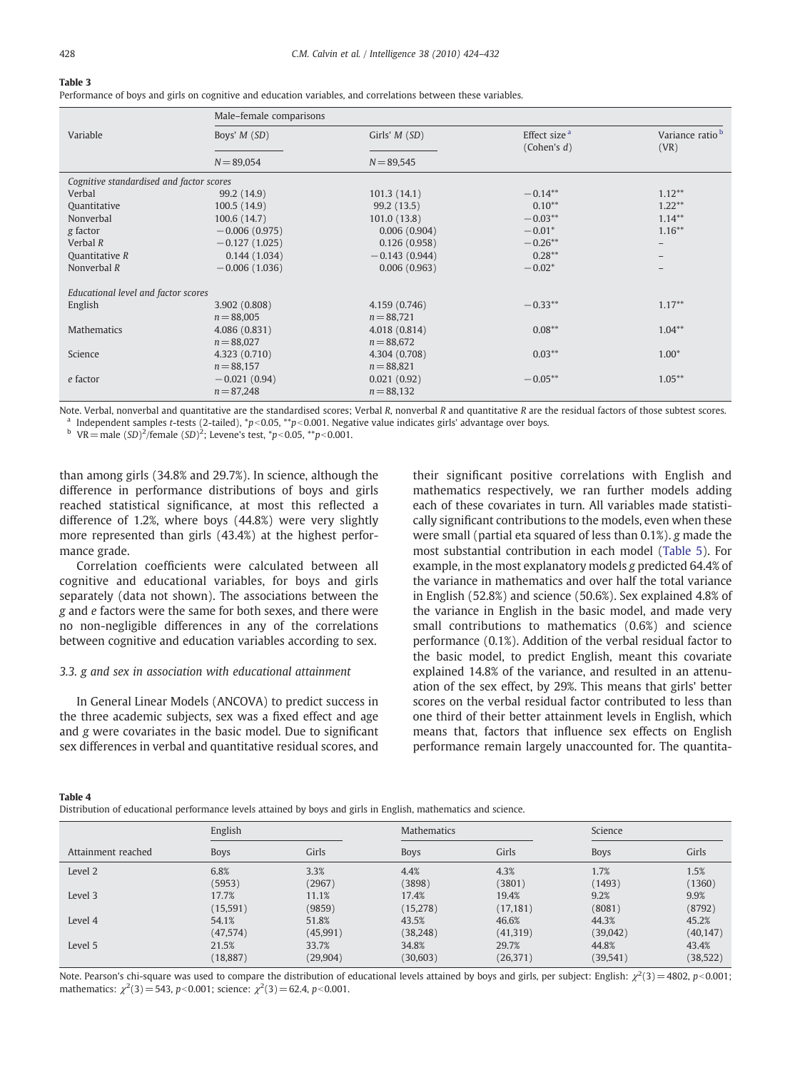**Table 3**
Performance of boys and girls on cognitive and education variables, and correlations between these variables.

| Variable | Male–female comparisons | | | |
|---|---|---|---|---|
| | Boys' *M* (*SD*) | Girls' *M* (*SD*) | Effect size [a] (Cohen's *d*) | Variance ratio [b] (VR) |
| | $N = 89{,}054$ | $N = 89{,}545$ | | |
| *Cognitive standardised and factor scores* | | | | |
| Verbal | 99.2 (14.9) | 101.3 (14.1) | −0.14** | 1.12** |
| Quantitative | 100.5 (14.9) | 99.2 (13.5) | 0.10** | 1.22** |
| Nonverbal | 100.6 (14.7) | 101.0 (13.8) | −0.03** | 1.14** |
| *g* factor | −0.006 (0.975) | 0.006 (0.904) | −0.01* | 1.16** |
| Verbal *R* | −0.127 (1.025) | 0.126 (0.958) | −0.26** | – |
| Quantitative *R* | 0.144 (1.034) | −0.143 (0.944) | 0.28** | – |
| Nonverbal *R* | −0.006 (1.036) | 0.006 (0.963) | −0.02* | – |
| *Educational level and factor scores* | | | | |
| English | 3.902 (0.808) $n = 88{,}005$ | 4.159 (0.746) $n = 88{,}721$ | −0.33** | 1.17** |
| Mathematics | 4.086 (0.831) $n = 88{,}027$ | 4.018 (0.814) $n = 88{,}672$ | 0.08** | 1.04** |
| Science | 4.323 (0.710) $n = 88{,}157$ | 4.304 (0.708) $n = 88{,}821$ | 0.03** | 1.00* |
| *e* factor | −0.021 (0.94) $n = 87{,}248$ | 0.021 (0.92) $n = 88{,}132$ | −0.05** | 1.05** |

Note. Verbal, nonverbal and quantitative are the standardised scores; Verbal *R*, nonverbal *R* and quantitative *R* are the residual factors of those subtest scores.
[a] Independent samples *t*-tests (2-tailed), $^{*}p<0.05$, $^{**}p<0.001$. Negative value indicates girls' advantage over boys.
[b] VR = male $(SD)^2$/female $(SD)^2$; Levene's test, $^{*}p<0.05$, $^{**}p<0.001$.

than among girls (34.8% and 29.7%). In science, although the difference in performance distributions of boys and girls reached statistical significance, at most this reflected a difference of 1.2%, where boys (44.8%) were very slightly more represented than girls (43.4%) at the highest performance grade.

Correlation coefficients were calculated between all cognitive and educational variables, for boys and girls separately (data not shown). The associations between the *g* and *e* factors were the same for both sexes, and there were no non-negligible differences in any of the correlations between cognitive and education variables according to sex.

### 3.3. *g* and sex in association with educational attainment

In General Linear Models (ANCOVA) to predict success in the three academic subjects, sex was a fixed effect and age and *g* were covariates in the basic model. Due to significant sex differences in verbal and quantitative residual scores, and their significant positive correlations with English and mathematics respectively, we ran further models adding each of these covariates in turn. All variables made statistically significant contributions to the models, even when these were small (partial eta squared of less than 0.1%). *g* made the most substantial contribution in each model (Table 5). For example, in the most explanatory models *g* predicted 64.4% of the variance in mathematics and over half the total variance in English (52.8%) and science (50.6%). Sex explained 4.8% of the variance in English in the basic model, and made very small contributions to mathematics (0.6%) and science performance (0.1%). Addition of the verbal residual factor to the basic model, to predict English, meant this covariate explained 14.8% of the variance, and resulted in an attenuation of the sex effect, by 29%. This means that girls' better scores on the verbal residual factor contributed to less than one third of their better attainment levels in English, which means that, factors that influence sex effects on English performance remain largely unaccounted for. The quantita-

**Table 4**
Distribution of educational performance levels attained by boys and girls in English, mathematics and science.

| Attainment reached | English | | Mathematics | | Science | |
|---|---|---|---|---|---|---|
| | Boys | Girls | Boys | Girls | Boys | Girls |
| Level 2 | 6.8% (5953) | 3.3% (2967) | 4.4% (3898) | 4.3% (3801) | 1.7% (1493) | 1.5% (1360) |
| Level 3 | 17.7% (15,591) | 11.1% (9859) | 17.4% (15,278) | 19.4% (17,181) | 9.2% (8081) | 9.9% (8792) |
| Level 4 | 54.1% (47,574) | 51.8% (45,991) | 43.5% (38,248) | 46.6% (41,319) | 44.3% (39,042) | 45.2% (40,147) |
| Level 5 | 21.5% (18,887) | 33.7% (29,904) | 34.8% (30,603) | 29.7% (26,371) | 44.8% (39,541) | 43.4% (38,522) |

Note. Pearson's chi-square was used to compare the distribution of educational levels attained by boys and girls, per subject: English: $\chi^2(3) = 4802$, $p<0.001$; mathematics: $\chi^2(3) = 543$, $p<0.001$; science: $\chi^2(3) = 62.4$, $p<0.001$.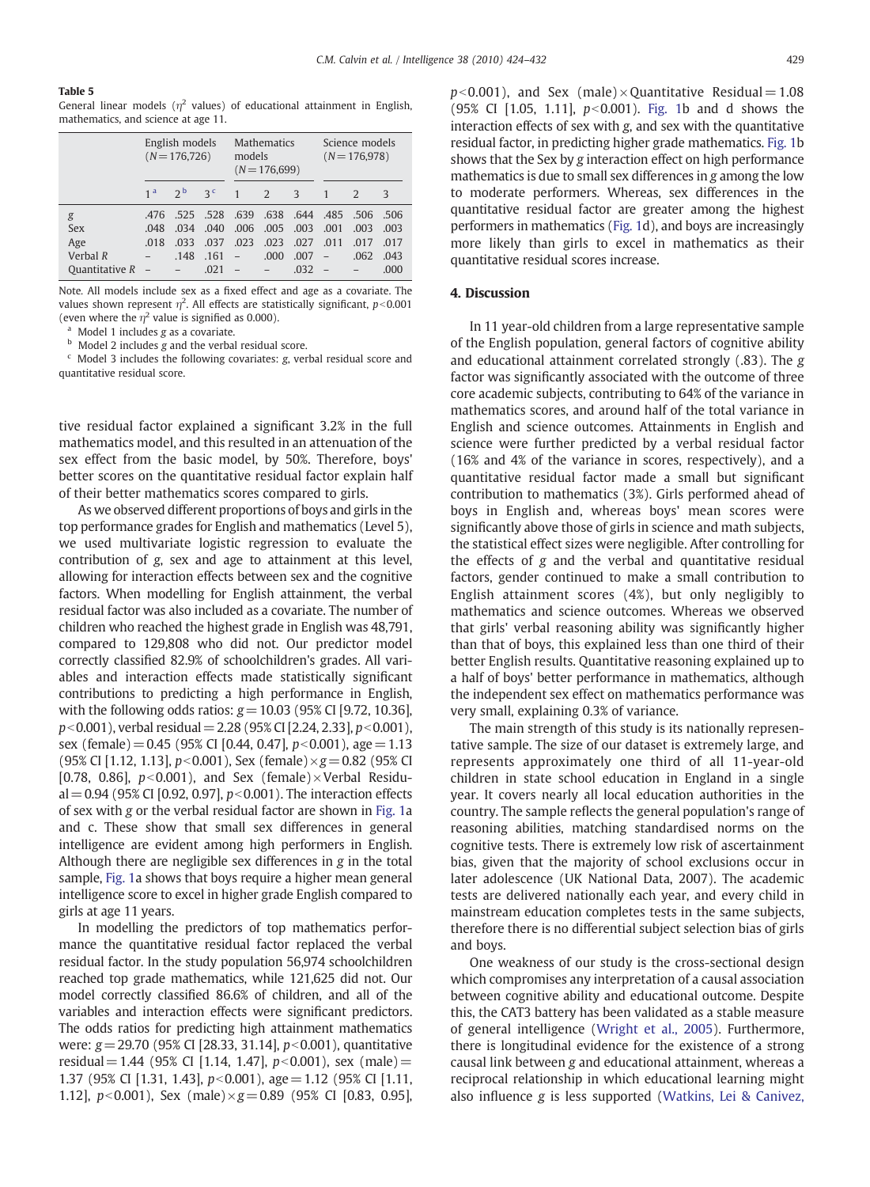**Table 5**

General linear models ($\eta^2$ values) of educational attainment in English, mathematics, and science at age 11.

| | English models ($N$ = 176,726) | | | Mathematics models ($N$ = 176,699) | | | Science models ($N$ = 176,978) | | |
|---|---|---|---|---|---|---|---|---|---|
| | 1[a] | 2[b] | 3[c] | 1 | 2 | 3 | 1 | 2 | 3 |
| *g* | .476 | .525 | .528 | .639 | .638 | .644 | .485 | .506 | .506 |
| Sex | .048 | .034 | .040 | .006 | .005 | .003 | .001 | .003 | .003 |
| Age | .018 | .033 | .037 | .023 | .023 | .027 | .011 | .017 | .017 |
| Verbal *R* | – | .148 | .161 | – | .000 | .007 | – | .062 | .043 |
| Quantitative *R* | – | – | .021 | – | – | .032 | – | – | .000 |

Note. All models include sex as a fixed effect and age as a covariate. The values shown represent $\eta^2$. All effects are statistically significant, $p<0.001$ (even where the $\eta^2$ value is signified as 0.000).

[a] Model 1 includes *g* as a covariate.

[b] Model 2 includes *g* and the verbal residual score.

[c] Model 3 includes the following covariates: *g*, verbal residual score and quantitative residual score.

tive residual factor explained a significant 3.2% in the full mathematics model, and this resulted in an attenuation of the sex effect from the basic model, by 50%. Therefore, boys' better scores on the quantitative residual factor explain half of their better mathematics scores compared to girls.

As we observed different proportions of boys and girls in the top performance grades for English and mathematics (Level 5), we used multivariate logistic regression to evaluate the contribution of *g*, sex and age to attainment at this level, allowing for interaction effects between sex and the cognitive factors. When modelling for English attainment, the verbal residual factor was also included as a covariate. The number of children who reached the highest grade in English was 48,791, compared to 129,808 who did not. Our predictor model correctly classified 82.9% of schoolchildren's grades. All variables and interaction effects made statistically significant contributions to predicting a high performance in English, with the following odds ratios: *g* = 10.03 (95% CI [9.72, 10.36], $p<0.001$), verbal residual = 2.28 (95% CI [2.24, 2.33], $p<0.001$), sex (female) = 0.45 (95% CI [0.44, 0.47], $p<0.001$), age = 1.13 (95% CI [1.12, 1.13], $p<0.001$), Sex (female) × *g* = 0.82 (95% CI [0.78, 0.86], $p<0.001$), and Sex (female) × Verbal Residual = 0.94 (95% CI [0.92, 0.97], $p<0.001$). The interaction effects of sex with *g* or the verbal residual factor are shown in Fig. 1a and c. These show that small sex differences in general intelligence are evident among high performers in English. Although there are negligible sex differences in *g* in the total sample, Fig. 1a shows that boys require a higher mean general intelligence score to excel in higher grade English compared to girls at age 11 years.

In modelling the predictors of top mathematics performance the quantitative residual factor replaced the verbal residual factor. In the study population 56,974 schoolchildren reached top grade mathematics, while 121,625 did not. Our model correctly classified 86.6% of children, and all of the variables and interaction effects were significant predictors. The odds ratios for predicting high attainment mathematics were: *g* = 29.70 (95% CI [28.33, 31.14], $p<0.001$), quantitative residual = 1.44 (95% CI [1.14, 1.47], $p<0.001$), sex (male) = 1.37 (95% CI [1.31, 1.43], $p<0.001$), age = 1.12 (95% CI [1.11, 1.12], $p<0.001$), Sex (male) × *g* = 0.89 (95% CI [0.83, 0.95], $p<0.001$), and Sex (male) × Quantitative Residual = 1.08 (95% CI [1.05, 1.11], $p<0.001$). Fig. 1b and d shows the interaction effects of sex with *g*, and sex with the quantitative residual factor, in predicting higher grade mathematics. Fig. 1b shows that the Sex by *g* interaction effect on high performance mathematics is due to small sex differences in *g* among the low to moderate performers. Whereas, sex differences in the quantitative residual factor are greater among the highest performers in mathematics (Fig. 1d), and boys are increasingly more likely than girls to excel in mathematics as their quantitative residual scores increase.

## 4. Discussion

In 11 year-old children from a large representative sample of the English population, general factors of cognitive ability and educational attainment correlated strongly (.83). The *g* factor was significantly associated with the outcome of three core academic subjects, contributing to 64% of the variance in mathematics scores, and around half of the total variance in English and science outcomes. Attainments in English and science were further predicted by a verbal residual factor (16% and 4% of the variance in scores, respectively), and a quantitative residual factor made a small but significant contribution to mathematics (3%). Girls performed ahead of boys in English and, whereas boys' mean scores were significantly above those of girls in science and math subjects, the statistical effect sizes were negligible. After controlling for the effects of *g* and the verbal and quantitative residual factors, gender continued to make a small contribution to English attainment scores (4%), but only negligibly to mathematics and science outcomes. Whereas we observed that girls' verbal reasoning ability was significantly higher than that of boys, this explained less than one third of their better English results. Quantitative reasoning explained up to a half of boys' better performance in mathematics, although the independent sex effect on mathematics performance was very small, explaining 0.3% of variance.

The main strength of this study is its nationally representative sample. The size of our dataset is extremely large, and represents approximately one third of all 11-year-old children in state school education in England in a single year. It covers nearly all local education authorities in the country. The sample reflects the general population's range of reasoning abilities, matching standardised norms on the cognitive tests. There is extremely low risk of ascertainment bias, given that the majority of school exclusions occur in later adolescence (UK National Data, 2007). The academic tests are delivered nationally each year, and every child in mainstream education completes tests in the same subjects, therefore there is no differential subject selection bias of girls and boys.

One weakness of our study is the cross-sectional design which compromises any interpretation of a causal association between cognitive ability and educational outcome. Despite this, the CAT3 battery has been validated as a stable measure of general intelligence (Wright et al., 2005). Furthermore, there is longitudinal evidence for the existence of a strong causal link between *g* and educational attainment, whereas a reciprocal relationship in which educational learning might also influence *g* is less supported (Watkins, Lei & Canivez,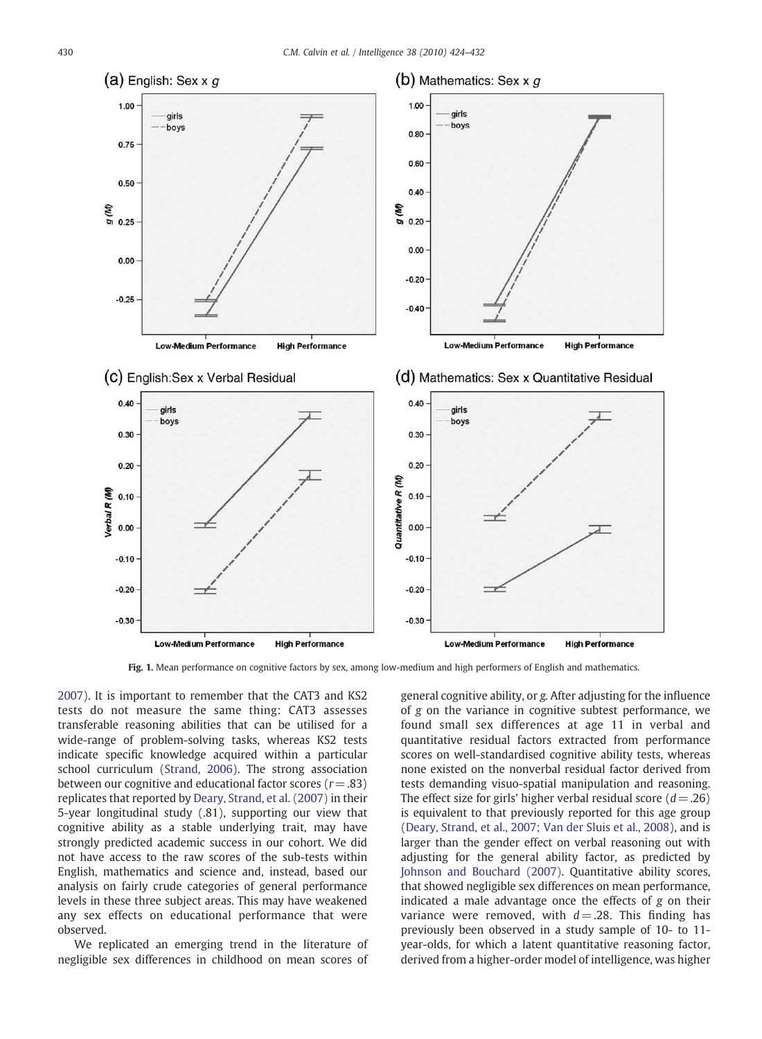Fig. 1. Mean performance on cognitive factors by sex, among low-medium and high performers of English and mathematics.

2007). It is important to remember that the CAT3 and KS2 tests do not measure the same thing: CAT3 assesses transferable reasoning abilities that can be utilised for a wide-range of problem-solving tasks, whereas KS2 tests indicate specific knowledge acquired within a particular school curriculum (Strand, 2006). The strong association between our cognitive and educational factor scores ($r = .83$) replicates that reported by Deary, Strand, et al. (2007) in their 5-year longitudinal study (.81), supporting our view that cognitive ability as a stable underlying trait, may have strongly predicted academic success in our cohort. We did not have access to the raw scores of the sub-tests within English, mathematics and science and, instead, based our analysis on fairly crude categories of general performance levels in these three subject areas. This may have weakened any sex effects on educational performance that were observed.

We replicated an emerging trend in the literature of negligible sex differences in childhood on mean scores of general cognitive ability, or *g*. After adjusting for the influence of *g* on the variance in cognitive subtest performance, we found small sex differences at age 11 in verbal and quantitative residual factors extracted from performance scores on well-standardised cognitive ability tests, whereas none existed on the nonverbal residual factor derived from tests demanding visuo-spatial manipulation and reasoning. The effect size for girls' higher verbal residual score ($d = .26$) is equivalent to that previously reported for this age group (Deary, Strand, et al., 2007; Van der Sluis et al., 2008), and is larger than the gender effect on verbal reasoning out with adjusting for the general ability factor, as predicted by Johnson and Bouchard (2007). Quantitative ability scores, that showed negligible sex differences on mean performance, indicated a male advantage once the effects of *g* on their variance were removed, with $d = .28$. This finding has previously been observed in a study sample of 10- to 11-year-olds, for which a latent quantitative reasoning factor, derived from a higher-order model of intelligence, was higher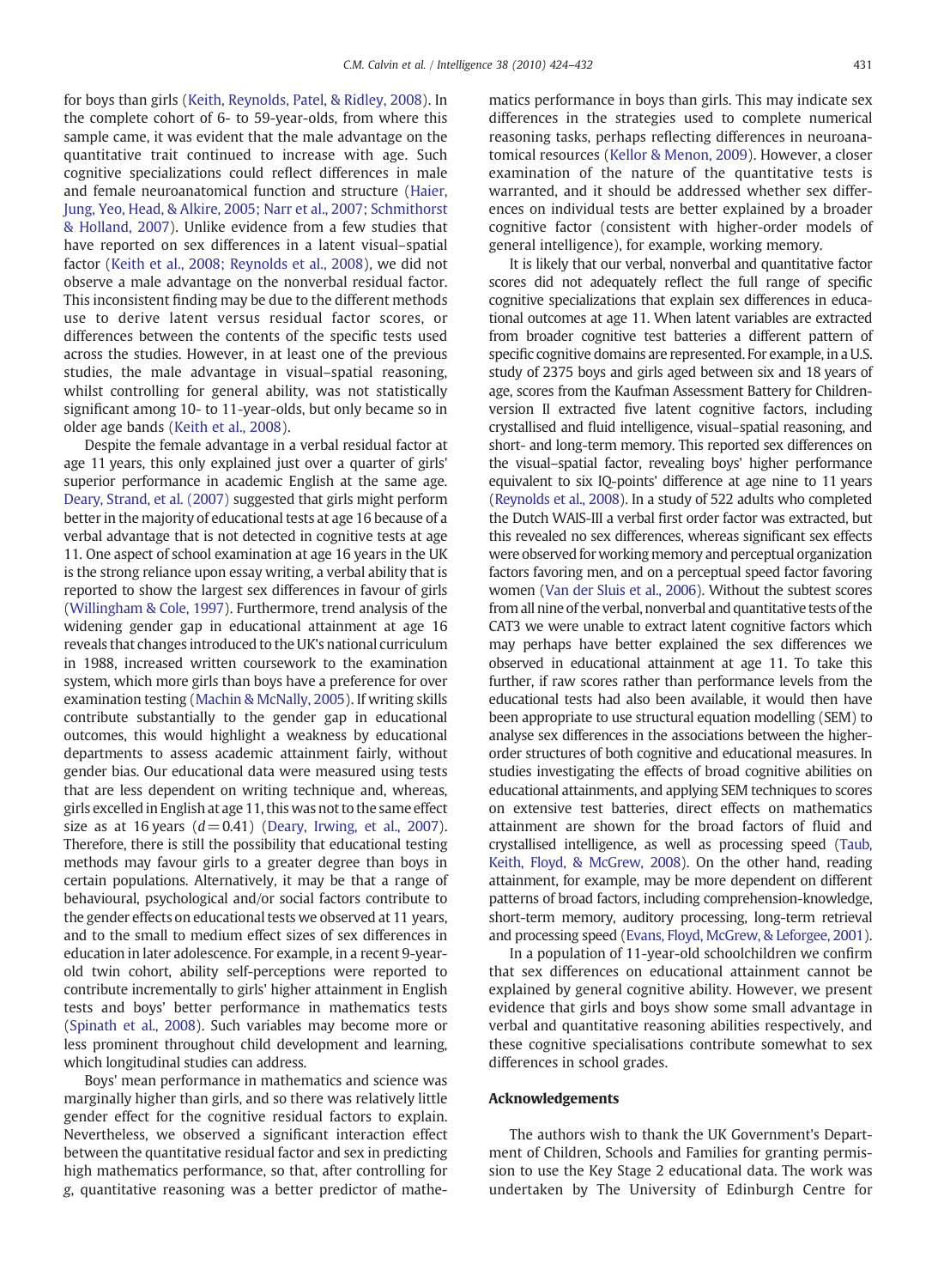for boys than girls (Keith, Reynolds, Patel, & Ridley, 2008). In the complete cohort of 6- to 59-year-olds, from where this sample came, it was evident that the male advantage on the quantitative trait continued to increase with age. Such cognitive specializations could reflect differences in male and female neuroanatomical function and structure (Haier, Jung, Yeo, Head, & Alkire, 2005; Narr et al., 2007; Schmithorst & Holland, 2007). Unlike evidence from a few studies that have reported on sex differences in a latent visual–spatial factor (Keith et al., 2008; Reynolds et al., 2008), we did not observe a male advantage on the nonverbal residual factor. This inconsistent finding may be due to the different methods use to derive latent versus residual factor scores, or differences between the contents of the specific tests used across the studies. However, in at least one of the previous studies, the male advantage in visual–spatial reasoning, whilst controlling for general ability, was not statistically significant among 10- to 11-year-olds, but only became so in older age bands (Keith et al., 2008).

Despite the female advantage in a verbal residual factor at age 11 years, this only explained just over a quarter of girls' superior performance in academic English at the same age. Deary, Strand, et al. (2007) suggested that girls might perform better in the majority of educational tests at age 16 because of a verbal advantage that is not detected in cognitive tests at age 11. One aspect of school examination at age 16 years in the UK is the strong reliance upon essay writing, a verbal ability that is reported to show the largest sex differences in favour of girls (Willingham & Cole, 1997). Furthermore, trend analysis of the widening gender gap in educational attainment at age 16 reveals that changes introduced to the UK's national curriculum in 1988, increased written coursework to the examination system, which more girls than boys have a preference for over examination testing (Machin & McNally, 2005). If writing skills contribute substantially to the gender gap in educational outcomes, this would highlight a weakness by educational departments to assess academic attainment fairly, without gender bias. Our educational data were measured using tests that are less dependent on writing technique and, whereas, girls excelled in English at age 11, this was not to the same effect size as at 16 years ($d = 0.41$) (Deary, Irwing, et al., 2007). Therefore, there is still the possibility that educational testing methods may favour girls to a greater degree than boys in certain populations. Alternatively, it may be that a range of behavioural, psychological and/or social factors contribute to the gender effects on educational tests we observed at 11 years, and to the small to medium effect sizes of sex differences in education in later adolescence. For example, in a recent 9-year-old twin cohort, ability self-perceptions were reported to contribute incrementally to girls' higher attainment in English tests and boys' better performance in mathematics tests (Spinath et al., 2008). Such variables may become more or less prominent throughout child development and learning, which longitudinal studies can address.

Boys' mean performance in mathematics and science was marginally higher than girls, and so there was relatively little gender effect for the cognitive residual factors to explain. Nevertheless, we observed a significant interaction effect between the quantitative residual factor and sex in predicting high mathematics performance, so that, after controlling for *g*, quantitative reasoning was a better predictor of mathematics performance in boys than girls. This may indicate sex differences in the strategies used to complete numerical reasoning tasks, perhaps reflecting differences in neuroanatomical resources (Kellor & Menon, 2009). However, a closer examination of the nature of the quantitative tests is warranted, and it should be addressed whether sex differences on individual tests are better explained by a broader cognitive factor (consistent with higher-order models of general intelligence), for example, working memory.

It is likely that our verbal, nonverbal and quantitative factor scores did not adequately reflect the full range of specific cognitive specializations that explain sex differences in educational outcomes at age 11. When latent variables are extracted from broader cognitive test batteries a different pattern of specific cognitive domains are represented. For example, in a U.S. study of 2375 boys and girls aged between six and 18 years of age, scores from the Kaufman Assessment Battery for Children-version II extracted five latent cognitive factors, including crystallised and fluid intelligence, visual–spatial reasoning, and short- and long-term memory. This reported sex differences on the visual–spatial factor, revealing boys' higher performance equivalent to six IQ-points' difference at age nine to 11 years (Reynolds et al., 2008). In a study of 522 adults who completed the Dutch WAIS-III a verbal first order factor was extracted, but this revealed no sex differences, whereas significant sex effects were observed for working memory and perceptual organization factors favoring men, and on a perceptual speed factor favoring women (Van der Sluis et al., 2006). Without the subtest scores from all nine of the verbal, nonverbal and quantitative tests of the CAT3 we were unable to extract latent cognitive factors which may perhaps have better explained the sex differences we observed in educational attainment at age 11. To take this further, if raw scores rather than performance levels from the educational tests had also been available, it would then have been appropriate to use structural equation modelling (SEM) to analyse sex differences in the associations between the higher-order structures of both cognitive and educational measures. In studies investigating the effects of broad cognitive abilities on educational attainments, and applying SEM techniques to scores on extensive test batteries, direct effects on mathematics attainment are shown for the broad factors of fluid and crystallised intelligence, as well as processing speed (Taub, Keith, Floyd, & McGrew, 2008). On the other hand, reading attainment, for example, may be more dependent on different patterns of broad factors, including comprehension-knowledge, short-term memory, auditory processing, long-term retrieval and processing speed (Evans, Floyd, McGrew, & Leforgee, 2001).

In a population of 11-year-old schoolchildren we confirm that sex differences on educational attainment cannot be explained by general cognitive ability. However, we present evidence that girls and boys show some small advantage in verbal and quantitative reasoning abilities respectively, and these cognitive specialisations contribute somewhat to sex differences in school grades.

## Acknowledgements

The authors wish to thank the UK Government's Department of Children, Schools and Families for granting permission to use the Key Stage 2 educational data. The work was undertaken by The University of Edinburgh Centre for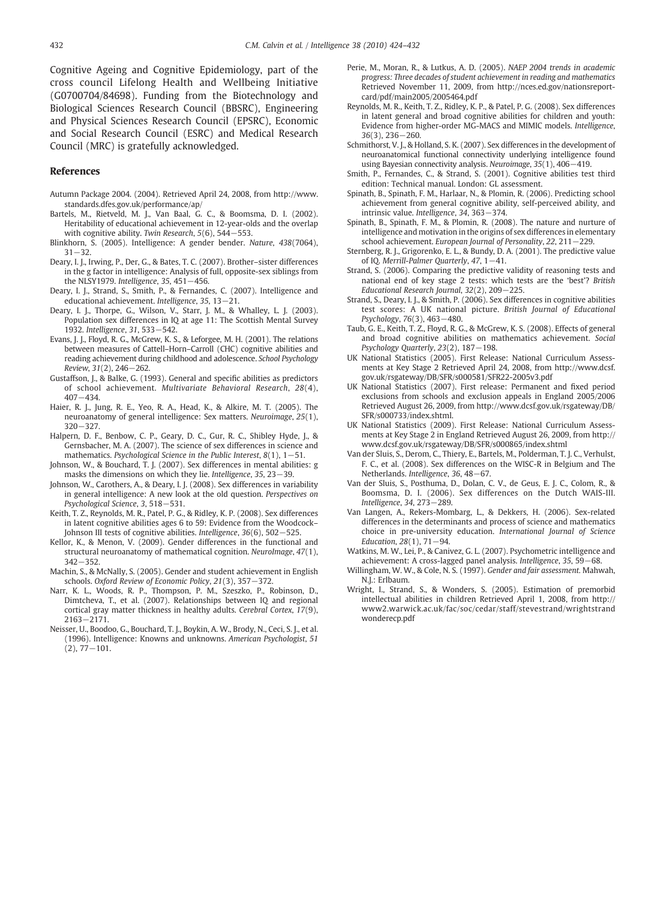Cognitive Ageing and Cognitive Epidemiology, part of the cross council Lifelong Health and Wellbeing Initiative (G0700704/84698). Funding from the Biotechnology and Biological Sciences Research Council (BBSRC), Engineering and Physical Sciences Research Council (EPSRC), Economic and Social Research Council (ESRC) and Medical Research Council (MRC) is gratefully acknowledged.

## References

Autumn Package 2004. (2004). Retrieved April 24, 2008, from http://www.standards.dfes.gov.uk/performance/ap/

Bartels, M., Rietveld, M. J., Van Baal, G. C., & Boomsma, D. I. (2002). Heritability of educational achievement in 12-year-olds and the overlap with cognitive ability. *Twin Research*, *5*(6), 544—553.

Blinkhorn, S. (2005). Intelligence: A gender bender. *Nature*, *438*(7064), 31—32.

Deary, I. J., Irwing, P., Der, G., & Bates, T. C. (2007). Brother–sister differences in the g factor in intelligence: Analysis of full, opposite-sex siblings from the NLSY1979. *Intelligence*, *35*, 451—456.

Deary, I. J., Strand, S., Smith, P., & Fernandes, C. (2007). Intelligence and educational achievement. *Intelligence*, *35*, 13—21.

Deary, I. J., Thorpe, G., Wilson, V., Starr, J. M., & Whalley, L. J. (2003). Population sex differences in IQ at age 11: The Scottish Mental Survey 1932. *Intelligence*, *31*, 533—542.

Evans, J. J., Floyd, R. G., McGrew, K. S., & Leforgee, M. H. (2001). The relations between measures of Cattell–Horn–Carroll (CHC) cognitive abilities and reading achievement during childhood and adolescence. *School Psychology Review*, *31*(2), 246—262.

Gustaffson, J., & Balke, G. (1993). General and specific abilities as predictors of school achievement. *Multivariate Behavioral Research*, *28*(4), 407—434.

Haier, R. J., Jung, R. E., Yeo, R. A., Head, K., & Alkire, M. T. (2005). The neuroanatomy of general intelligence: Sex matters. *Neuroimage*, *25*(1), 320—327.

Halpern, D. F., Benbow, C. P., Geary, D. C., Gur, R. C., Shibley Hyde, J., & Gernsbacher, M. A. (2007). The science of sex differences in science and mathematics. *Psychological Science in the Public Interest*, *8*(1), 1—51.

Johnson, W., & Bouchard, T. J. (2007). Sex differences in mental abilities: g masks the dimensions on which they lie. *Intelligence*, *35*, 23—39.

Johnson, W., Carothers, A., & Deary, I. J. (2008). Sex differences in variability in general intelligence: A new look at the old question. *Perspectives on Psychological Science*, *3*, 518—531.

Keith, T. Z., Reynolds, M. R., Patel, P. G., & Ridley, K. P. (2008). Sex differences in latent cognitive abilities ages 6 to 59: Evidence from the Woodcock–Johnson III tests of cognitive abilities. *Intelligence*, *36*(6), 502—525.

Kellor, K., & Menon, V. (2009). Gender differences in the functional and structural neuroanatomy of mathematical cognition. *NeuroImage*, *47*(1), 342—352.

Machin, S., & McNally, S. (2005). Gender and student achievement in English schools. *Oxford Review of Economic Policy*, *21*(3), 357—372.

Narr, K. L., Woods, R. P., Thompson, P. M., Szeszko, P., Robinson, D., Dimtcheva, T., et al. (2007). Relationships between IQ and regional cortical gray matter thickness in healthy adults. *Cerebral Cortex*, *17*(9), 2163—2171.

Neisser, U., Boodoo, G., Bouchard, T. J., Boykin, A. W., Brody, N., Ceci, S. J., et al. (1996). Intelligence: Knowns and unknowns. *American Psychologist*, *51* (2), 77—101.

Perie, M., Moran, R., & Lutkus, A. D. (2005). *NAEP 2004 trends in academic progress: Three decades of student achievement in reading and mathematics* Retrieved November 11, 2009, from http://nces.ed.gov/nationsreportcard/pdf/main2005/2005464.pdf

Reynolds, M. R., Keith, T. Z., Ridley, K. P., & Patel, P. G. (2008). Sex differences in latent general and broad cognitive abilities for children and youth: Evidence from higher-order MG-MACS and MIMIC models. *Intelligence*, *36*(3), 236—260.

Schmithorst, V. J., & Holland, S. K. (2007). Sex differences in the development of neuroanatomical functional connectivity underlying intelligence found using Bayesian connectivity analysis. *Neuroimage*, *35*(1), 406—419.

Smith, P., Fernandes, C., & Strand, S. (2001). Cognitive abilities test third edition: Technical manual. London: GL assessment.

Spinath, B., Spinath, F. M., Harlaar, N., & Plomin, R. (2006). Predicting school achievement from general cognitive ability, self-perceived ability, and intrinsic value. *Intelligence*, *34*, 363—374.

Spinath, B., Spinath, F. M., & Plomin, R. (2008). The nature and nurture of intelligence and motivation in the origins of sex differences in elementary school achievement. *European Journal of Personality*, *22*, 211—229.

Sternberg, R. J., Grigorenko, E. L., & Bundy, D. A. (2001). The predictive value of IQ. *Merrill-Palmer Quarterly*, *47*, 1—41.

Strand, S. (2006). Comparing the predictive validity of reasoning tests and national end of key stage 2 tests: which tests are the 'best'? *British Educational Research Journal*, *32*(2), 209—225.

Strand, S., Deary, I. J., & Smith, P. (2006). Sex differences in cognitive abilities test scores: A UK national picture. *British Journal of Educational Psychology*, *76*(3), 463—480.

Taub, G. E., Keith, T. Z., Floyd, R. G., & McGrew, K. S. (2008). Effects of general and broad cognitive abilities on mathematics achievement. *Social Psychology Quarterly*, *23*(2), 187—198.

UK National Statistics (2005). First Release: National Curriculum Assessments at Key Stage 2 Retrieved April 24, 2008, from http://www.dcsf.gov.uk/rsgateway/DB/SFR/s000581/SFR22-2005v3.pdf

UK National Statistics (2007). First release: Permanent and fixed period exclusions from schools and exclusion appeals in England 2005/2006 Retrieved August 26, 2009, from http://www.dcsf.gov.uk/rsgateway/DB/SFR/s000733/index.shtml.

UK National Statistics (2009). First Release: National Curriculum Assessments at Key Stage 2 in England Retrieved August 26, 2009, from http://www.dcsf.gov.uk/rsgateway/DB/SFR/s000865/index.shtml

Van der Sluis, S., Derom, C., Thiery, E., Bartels, M., Polderman, T. J. C., Verhulst, F. C., et al. (2008). Sex differences on the WISC-R in Belgium and The Netherlands. *Intelligence*, *36*, 48—67.

Van der Sluis, S., Posthuma, D., Dolan, C. V., de Geus, E. J. C., Colom, R., & Boomsma, D. I. (2006). Sex differences on the Dutch WAIS-III. *Intelligence*, *34*, 273—289.

Van Langen, A., Rekers-Mombarg, L., & Dekkers, H. (2006). Sex-related differences in the determinants and process of science and mathematics choice in pre-university education. *International Journal of Science Education*, *28*(1), 71—94.

Watkins, M. W., Lei, P., & Canivez, G. L. (2007). Psychometric intelligence and achievement: A cross-lagged panel analysis. *Intelligence*, *35*, 59—68.

Willingham, W. W., & Cole, N. S. (1997). *Gender and fair assessment.* Mahwah, N.J.: Erlbaum.

Wright, I., Strand, S., & Wonders, S. (2005). Estimation of premorbid intellectual abilities in children Retrieved April 1, 2008, from http://www2.warwick.ac.uk/fac/soc/cedar/staff/stevestrand/wrightstrandwonderecp.pdf